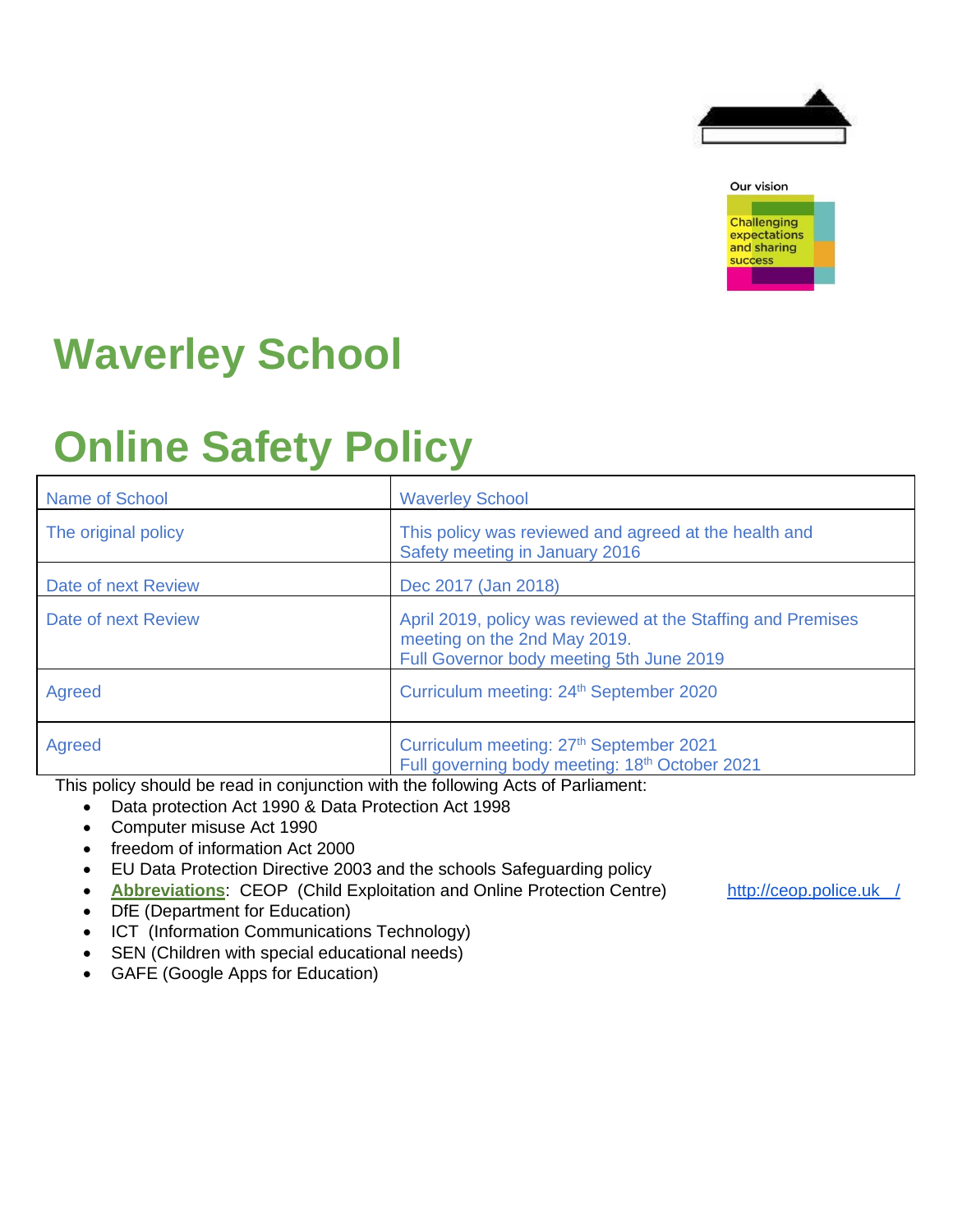Our vision

Challenging expectations and sharing success

# Waverley School

# Online Safety Policy

| Name of School | Waverley School |
|---|---|
| The original policy | This policy was reviewed and agreed at the health and Safety meeting in January 2016 |
| Date of next Review | Dec 2017 (Jan 2018) |
| Date of next Review | April 2019, policy was reviewed at the Staffing and Premises meeting on the 2nd May 2019.<br>Full Governor body meeting 5th June 2019 |
| Agreed | Curriculum meeting: 24th September 2020 |
| Agreed | Curriculum meeting: 27th September 2021<br>Full governing body meeting: 18th October 2021 |

This policy should be read in conjunction with the following Acts of Parliament:

- Data protection Act 1990 & Data Protection Act 1998
- Computer misuse Act 1990
- freedom of information Act 2000
- EU Data Protection Directive 2003 and the schools Safeguarding policy
- **Abbreviations**: CEOP (Child Exploitation and Online Protection Centre) http://ceop.police.uk /
- DfE (Department for Education)
- ICT (Information Communications Technology)
- SEN (Children with special educational needs)
- GAFE (Google Apps for Education)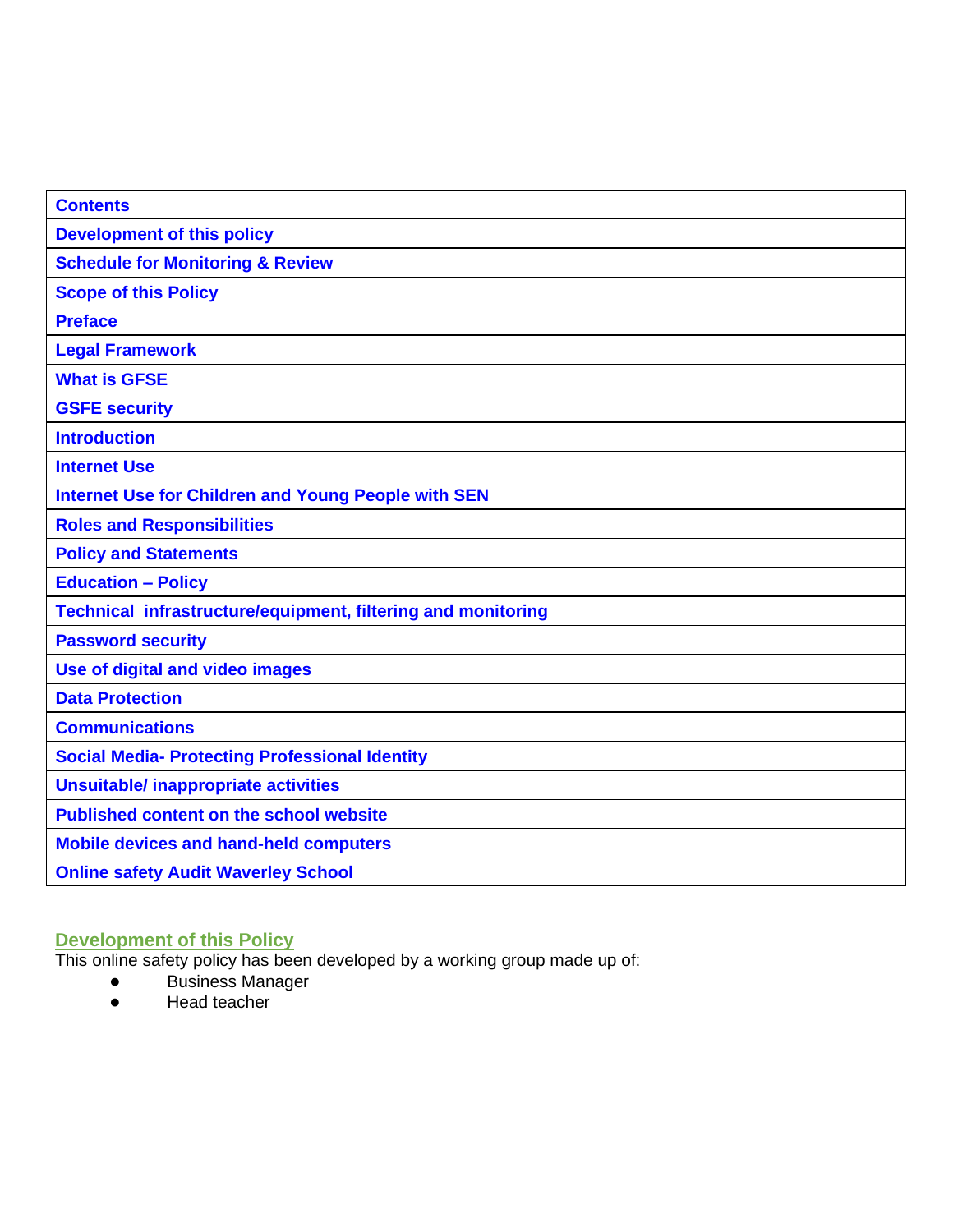| Contents |
|---|
| Development of this policy |
| Schedule for Monitoring & Review |
| Scope of this Policy |
| Preface |
| Legal Framework |
| What is GFSE |
| GSFE security |
| Introduction |
| Internet Use |
| Internet Use for Children and Young People with SEN |
| Roles and Responsibilities |
| Policy and Statements |
| Education – Policy |
| Technical infrastructure/equipment, filtering and monitoring |
| Password security |
| Use of digital and video images |
| Data Protection |
| Communications |
| Social Media- Protecting Professional Identity |
| Unsuitable/ inappropriate activities |
| Published content on the school website |
| Mobile devices and hand-held computers |
| Online safety Audit Waverley School |

## Development of this Policy

This online safety policy has been developed by a working group made up of:

- Business Manager
- Head teacher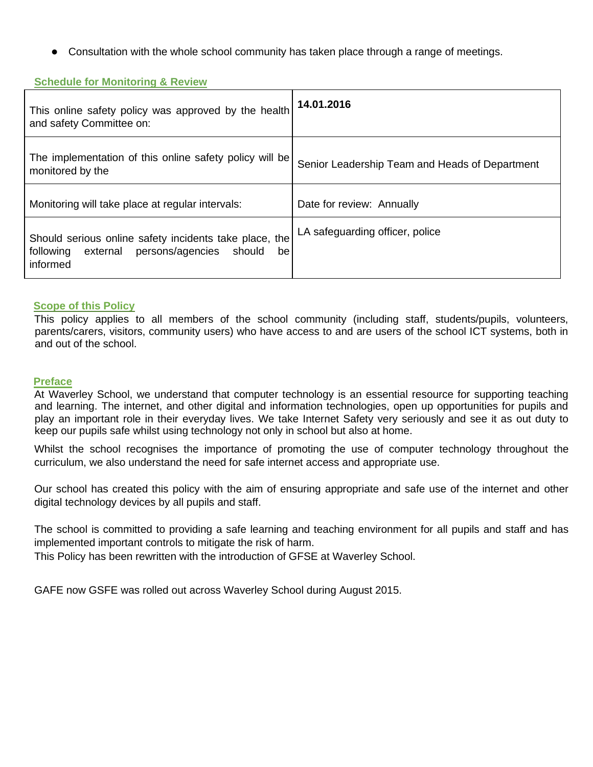- Consultation with the whole school community has taken place through a range of meetings.

## Schedule for Monitoring & Review

| | |
|---|---|
| This online safety policy was approved by the health and safety Committee on: | **14.01.2016** |
| The implementation of this online safety policy will be monitored by the | Senior Leadership Team and Heads of Department |
| Monitoring will take place at regular intervals: | Date for review: Annually |
| Should serious online safety incidents take place, the following external persons/agencies should be informed | LA safeguarding officer, police |

## Scope of this Policy

This policy applies to all members of the school community (including staff, students/pupils, volunteers, parents/carers, visitors, community users) who have access to and are users of the school ICT systems, both in and out of the school.

## Preface

At Waverley School, we understand that computer technology is an essential resource for supporting teaching and learning. The internet, and other digital and information technologies, open up opportunities for pupils and play an important role in their everyday lives. We take Internet Safety very seriously and see it as out duty to keep our pupils safe whilst using technology not only in school but also at home.

Whilst the school recognises the importance of promoting the use of computer technology throughout the curriculum, we also understand the need for safe internet access and appropriate use.

Our school has created this policy with the aim of ensuring appropriate and safe use of the internet and other digital technology devices by all pupils and staff.

The school is committed to providing a safe learning and teaching environment for all pupils and staff and has implemented important controls to mitigate the risk of harm.
This Policy has been rewritten with the introduction of GFSE at Waverley School.

GAFE now GSFE was rolled out across Waverley School during August 2015.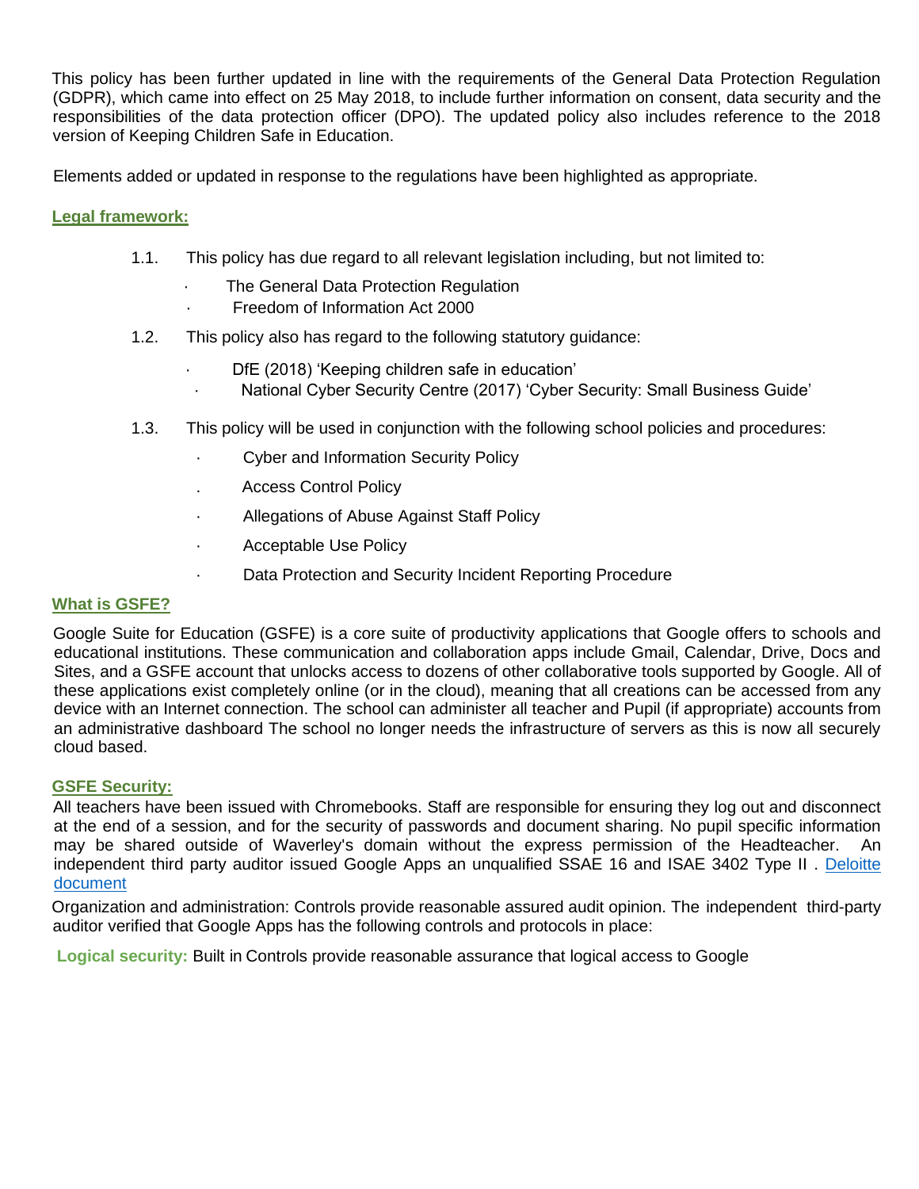This policy has been further updated in line with the requirements of the General Data Protection Regulation (GDPR), which came into effect on 25 May 2018, to include further information on consent, data security and the responsibilities of the data protection officer (DPO). The updated policy also includes reference to the 2018 version of Keeping Children Safe in Education.

Elements added or updated in response to the regulations have been highlighted as appropriate.

## Legal framework:

1.1. This policy has due regard to all relevant legislation including, but not limited to:

- The General Data Protection Regulation
- Freedom of Information Act 2000

1.2. This policy also has regard to the following statutory guidance:

- DfE (2018) 'Keeping children safe in education'
- National Cyber Security Centre (2017) 'Cyber Security: Small Business Guide'

1.3. This policy will be used in conjunction with the following school policies and procedures:

- Cyber and Information Security Policy
- Access Control Policy
- Allegations of Abuse Against Staff Policy
- Acceptable Use Policy
- Data Protection and Security Incident Reporting Procedure

## What is GSFE?

Google Suite for Education (GSFE) is a core suite of productivity applications that Google offers to schools and educational institutions. These communication and collaboration apps include Gmail, Calendar, Drive, Docs and Sites, and a GSFE account that unlocks access to dozens of other collaborative tools supported by Google. All of these applications exist completely online (or in the cloud), meaning that all creations can be accessed from any device with an Internet connection. The school can administer all teacher and Pupil (if appropriate) accounts from an administrative dashboard The school no longer needs the infrastructure of servers as this is now all securely cloud based.

## GSFE Security:

All teachers have been issued with Chromebooks. Staff are responsible for ensuring they log out and disconnect at the end of a session, and for the security of passwords and document sharing. No pupil specific information may be shared outside of Waverley's domain without the express permission of the Headteacher. An independent third party auditor issued Google Apps an unqualified SSAE 16 and ISAE 3402 Type II . [Deloitte document]

Organization and administration: Controls provide reasonable assured audit opinion. The independent third-party auditor verified that Google Apps has the following controls and protocols in place:

**Logical security:** Built in Controls provide reasonable assurance that logical access to Google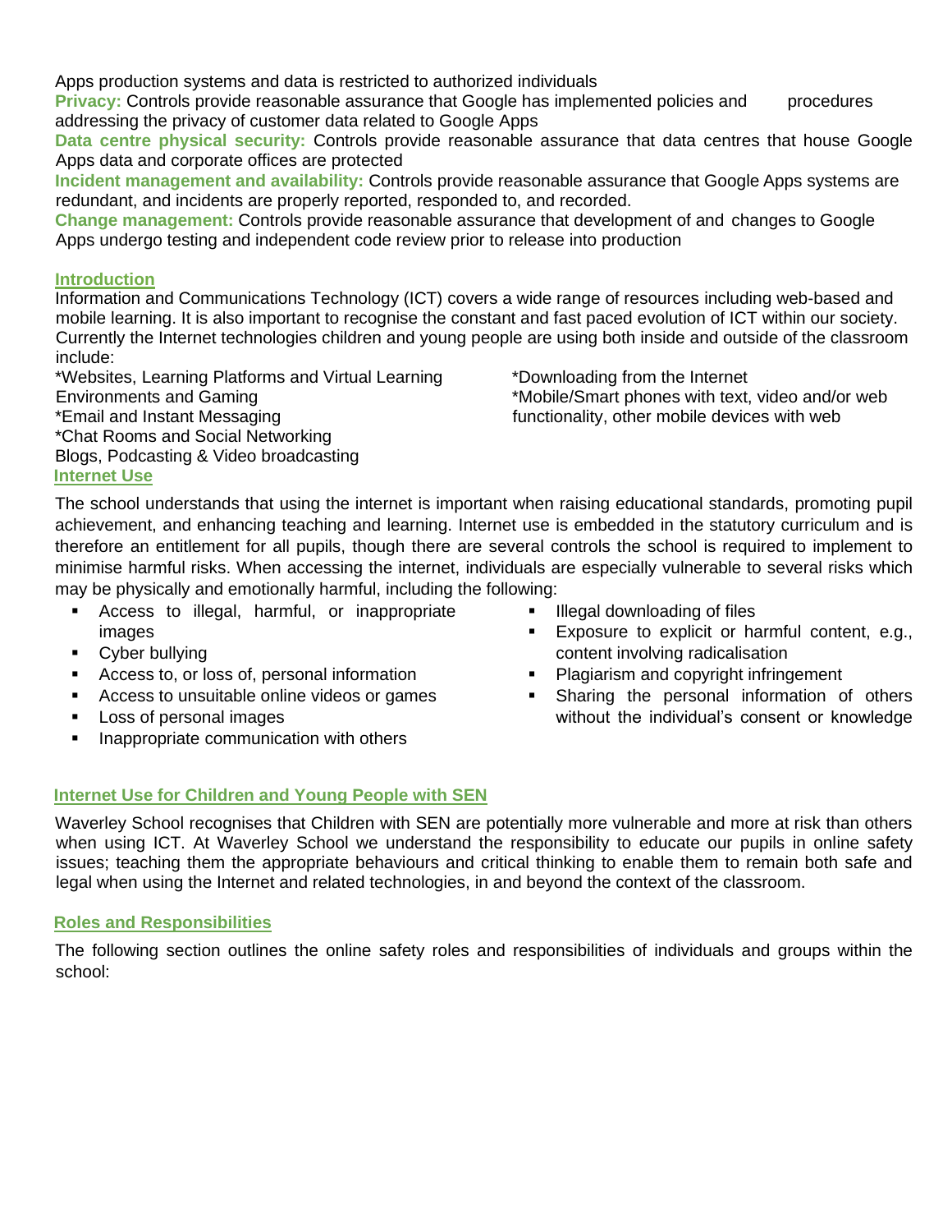Apps production systems and data is restricted to authorized individuals

**Privacy:** Controls provide reasonable assurance that Google has implemented policies and procedures addressing the privacy of customer data related to Google Apps

**Data centre physical security:** Controls provide reasonable assurance that data centres that house Google Apps data and corporate offices are protected

**Incident management and availability:** Controls provide reasonable assurance that Google Apps systems are redundant, and incidents are properly reported, responded to, and recorded.

**Change management:** Controls provide reasonable assurance that development of and changes to Google Apps undergo testing and independent code review prior to release into production

## Introduction

Information and Communications Technology (ICT) covers a wide range of resources including web-based and mobile learning. It is also important to recognise the constant and fast paced evolution of ICT within our society. Currently the Internet technologies children and young people are using both inside and outside of the classroom include:

*Websites, Learning Platforms and Virtual Learning Environments and Gaming
*Email and Instant Messaging
*Chat Rooms and Social Networking
Blogs, Podcasting & Video broadcasting
*Downloading from the Internet
*Mobile/Smart phones with text, video and/or web functionality, other mobile devices with web

## Internet Use

The school understands that using the internet is important when raising educational standards, promoting pupil achievement, and enhancing teaching and learning. Internet use is embedded in the statutory curriculum and is therefore an entitlement for all pupils, though there are several controls the school is required to implement to minimise harmful risks. When accessing the internet, individuals are especially vulnerable to several risks which may be physically and emotionally harmful, including the following:

- Access to illegal, harmful, or inappropriate images
- Cyber bullying
- Access to, or loss of, personal information
- Access to unsuitable online videos or games
- Loss of personal images
- Inappropriate communication with others
- Illegal downloading of files
- Exposure to explicit or harmful content, e.g., content involving radicalisation
- Plagiarism and copyright infringement
- Sharing the personal information of others without the individual's consent or knowledge

## Internet Use for Children and Young People with SEN

Waverley School recognises that Children with SEN are potentially more vulnerable and more at risk than others when using ICT. At Waverley School we understand the responsibility to educate our pupils in online safety issues; teaching them the appropriate behaviours and critical thinking to enable them to remain both safe and legal when using the Internet and related technologies, in and beyond the context of the classroom.

## Roles and Responsibilities

The following section outlines the online safety roles and responsibilities of individuals and groups within the school: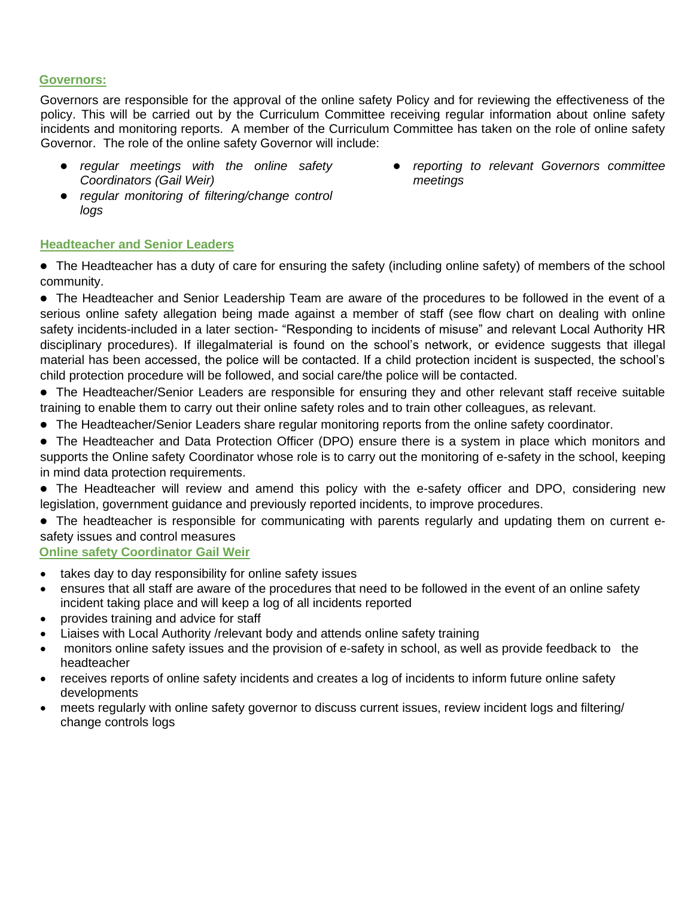## Governors:

Governors are responsible for the approval of the online safety Policy and for reviewing the effectiveness of the policy. This will be carried out by the Curriculum Committee receiving regular information about online safety incidents and monitoring reports. A member of the Curriculum Committee has taken on the role of online safety Governor. The role of the online safety Governor will include:

- *regular meetings with the online safety Coordinators (Gail Weir)*
- *regular monitoring of filtering/change control logs*
- *reporting to relevant Governors committee meetings*

## Headteacher and Senior Leaders

- The Headteacher has a duty of care for ensuring the safety (including online safety) of members of the school community.
- The Headteacher and Senior Leadership Team are aware of the procedures to be followed in the event of a serious online safety allegation being made against a member of staff (see flow chart on dealing with online safety incidents-included in a later section- "Responding to incidents of misuse" and relevant Local Authority HR disciplinary procedures). If illegalmaterial is found on the school's network, or evidence suggests that illegal material has been accessed, the police will be contacted. If a child protection incident is suspected, the school's child protection procedure will be followed, and social care/the police will be contacted.
- The Headteacher/Senior Leaders are responsible for ensuring they and other relevant staff receive suitable training to enable them to carry out their online safety roles and to train other colleagues, as relevant.
- The Headteacher/Senior Leaders share regular monitoring reports from the online safety coordinator.
- The Headteacher and Data Protection Officer (DPO) ensure there is a system in place which monitors and supports the Online safety Coordinator whose role is to carry out the monitoring of e-safety in the school, keeping in mind data protection requirements.
- The Headteacher will review and amend this policy with the e-safety officer and DPO, considering new legislation, government guidance and previously reported incidents, to improve procedures.
- The headteacher is responsible for communicating with parents regularly and updating them on current e-safety issues and control measures

## Online safety Coordinator Gail Weir

- takes day to day responsibility for online safety issues
- ensures that all staff are aware of the procedures that need to be followed in the event of an online safety incident taking place and will keep a log of all incidents reported
- provides training and advice for staff
- Liaises with Local Authority /relevant body and attends online safety training
- monitors online safety issues and the provision of e-safety in school, as well as provide feedback to the headteacher
- receives reports of online safety incidents and creates a log of incidents to inform future online safety developments
- meets regularly with online safety governor to discuss current issues, review incident logs and filtering/ change controls logs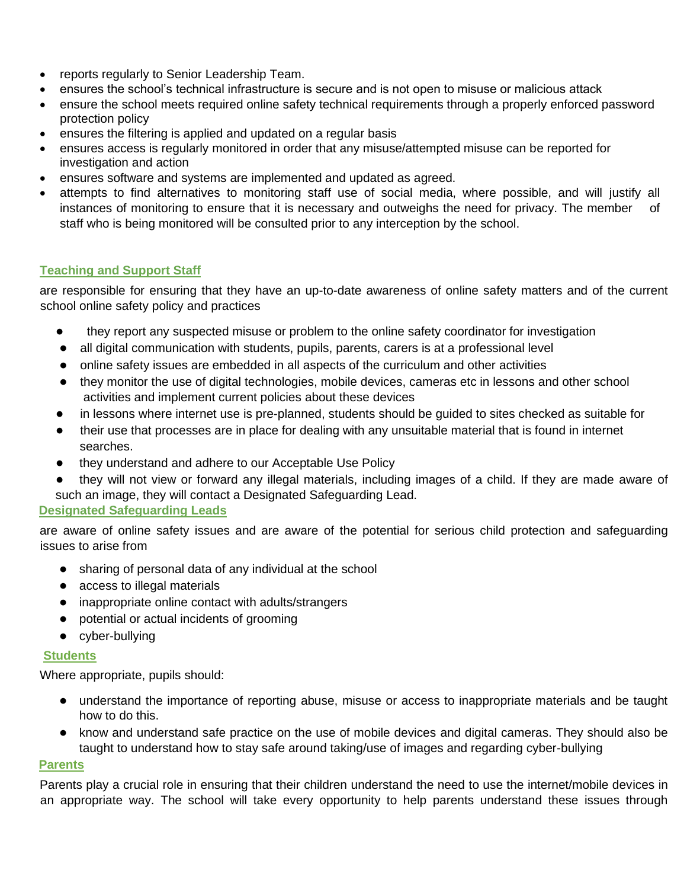- reports regularly to Senior Leadership Team.
- ensures the school's technical infrastructure is secure and is not open to misuse or malicious attack
- ensure the school meets required online safety technical requirements through a properly enforced password protection policy
- ensures the filtering is applied and updated on a regular basis
- ensures access is regularly monitored in order that any misuse/attempted misuse can be reported for investigation and action
- ensures software and systems are implemented and updated as agreed.
- attempts to find alternatives to monitoring staff use of social media, where possible, and will justify all instances of monitoring to ensure that it is necessary and outweighs the need for privacy. The member of staff who is being monitored will be consulted prior to any interception by the school.

## Teaching and Support Staff

are responsible for ensuring that they have an up-to-date awareness of online safety matters and of the current school online safety policy and practices

- they report any suspected misuse or problem to the online safety coordinator for investigation
- all digital communication with students, pupils, parents, carers is at a professional level
- online safety issues are embedded in all aspects of the curriculum and other activities
- they monitor the use of digital technologies, mobile devices, cameras etc in lessons and other school activities and implement current policies about these devices
- in lessons where internet use is pre-planned, students should be guided to sites checked as suitable for
- their use that processes are in place for dealing with any unsuitable material that is found in internet searches.
- they understand and adhere to our Acceptable Use Policy
- they will not view or forward any illegal materials, including images of a child. If they are made aware of such an image, they will contact a Designated Safeguarding Lead.

## Designated Safeguarding Leads

are aware of online safety issues and are aware of the potential for serious child protection and safeguarding issues to arise from

- sharing of personal data of any individual at the school
- access to illegal materials
- inappropriate online contact with adults/strangers
- potential or actual incidents of grooming
- cyber-bullying

## Students

Where appropriate, pupils should:

- understand the importance of reporting abuse, misuse or access to inappropriate materials and be taught how to do this.
- know and understand safe practice on the use of mobile devices and digital cameras. They should also be taught to understand how to stay safe around taking/use of images and regarding cyber-bullying

## Parents

Parents play a crucial role in ensuring that their children understand the need to use the internet/mobile devices in an appropriate way. The school will take every opportunity to help parents understand these issues through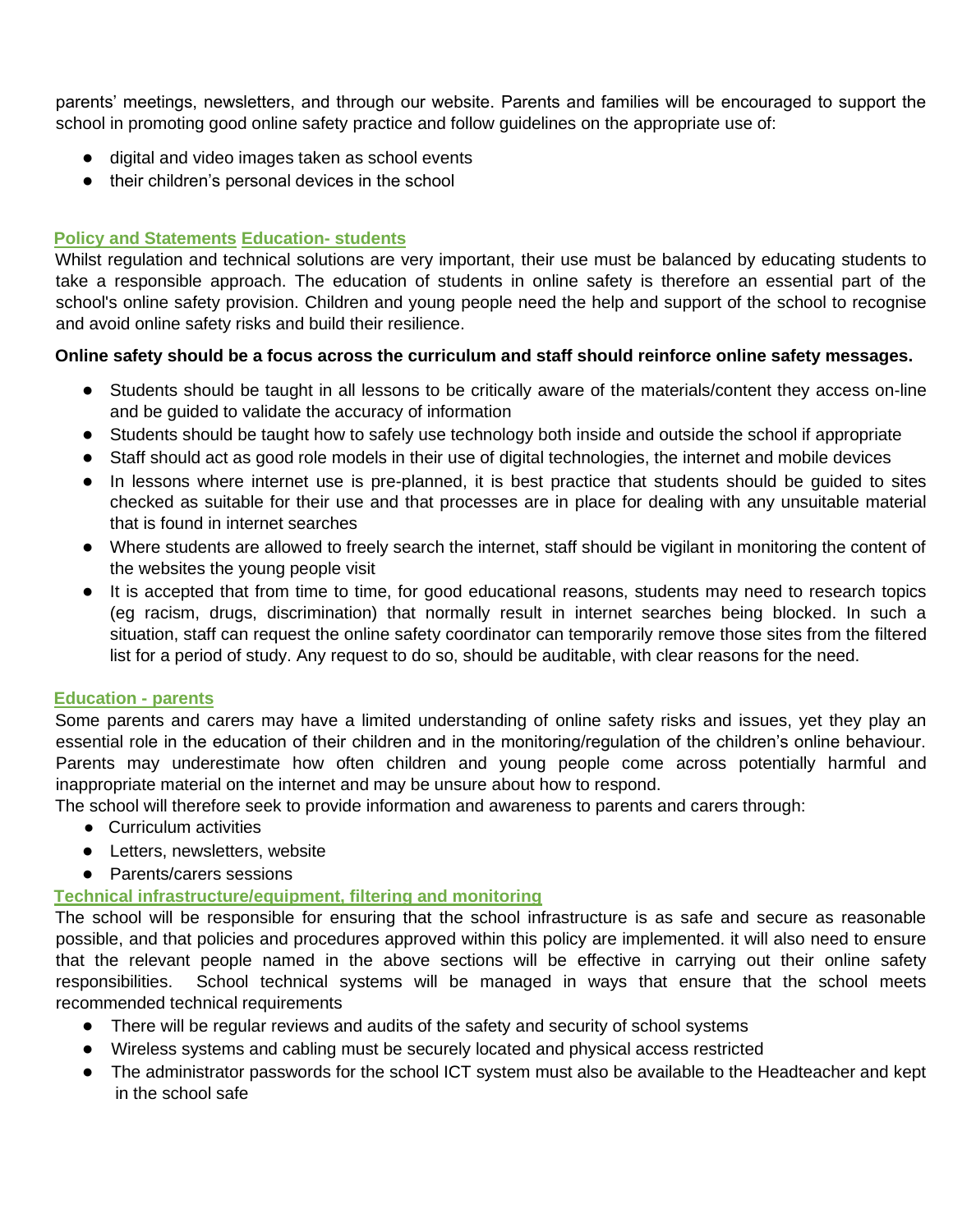parents' meetings, newsletters, and through our website. Parents and families will be encouraged to support the school in promoting good online safety practice and follow guidelines on the appropriate use of:

- digital and video images taken as school events
- their children's personal devices in the school

## Policy and Statements Education- students

Whilst regulation and technical solutions are very important, their use must be balanced by educating students to take a responsible approach. The education of students in online safety is therefore an essential part of the school's online safety provision. Children and young people need the help and support of the school to recognise and avoid online safety risks and build their resilience.

**Online safety should be a focus across the curriculum and staff should reinforce online safety messages.**

- Students should be taught in all lessons to be critically aware of the materials/content they access on-line and be guided to validate the accuracy of information
- Students should be taught how to safely use technology both inside and outside the school if appropriate
- Staff should act as good role models in their use of digital technologies, the internet and mobile devices
- In lessons where internet use is pre-planned, it is best practice that students should be guided to sites checked as suitable for their use and that processes are in place for dealing with any unsuitable material that is found in internet searches
- Where students are allowed to freely search the internet, staff should be vigilant in monitoring the content of the websites the young people visit
- It is accepted that from time to time, for good educational reasons, students may need to research topics (eg racism, drugs, discrimination) that normally result in internet searches being blocked. In such a situation, staff can request the online safety coordinator can temporarily remove those sites from the filtered list for a period of study. Any request to do so, should be auditable, with clear reasons for the need.

## Education - parents

Some parents and carers may have a limited understanding of online safety risks and issues, yet they play an essential role in the education of their children and in the monitoring/regulation of the children's online behaviour. Parents may underestimate how often children and young people come across potentially harmful and inappropriate material on the internet and may be unsure about how to respond.

The school will therefore seek to provide information and awareness to parents and carers through:

- Curriculum activities
- Letters, newsletters, website
- Parents/carers sessions

## Technical infrastructure/equipment, filtering and monitoring

The school will be responsible for ensuring that the school infrastructure is as safe and secure as reasonable possible, and that policies and procedures approved within this policy are implemented. it will also need to ensure that the relevant people named in the above sections will be effective in carrying out their online safety responsibilities. School technical systems will be managed in ways that ensure that the school meets recommended technical requirements

- There will be regular reviews and audits of the safety and security of school systems
- Wireless systems and cabling must be securely located and physical access restricted
- The administrator passwords for the school ICT system must also be available to the Headteacher and kept in the school safe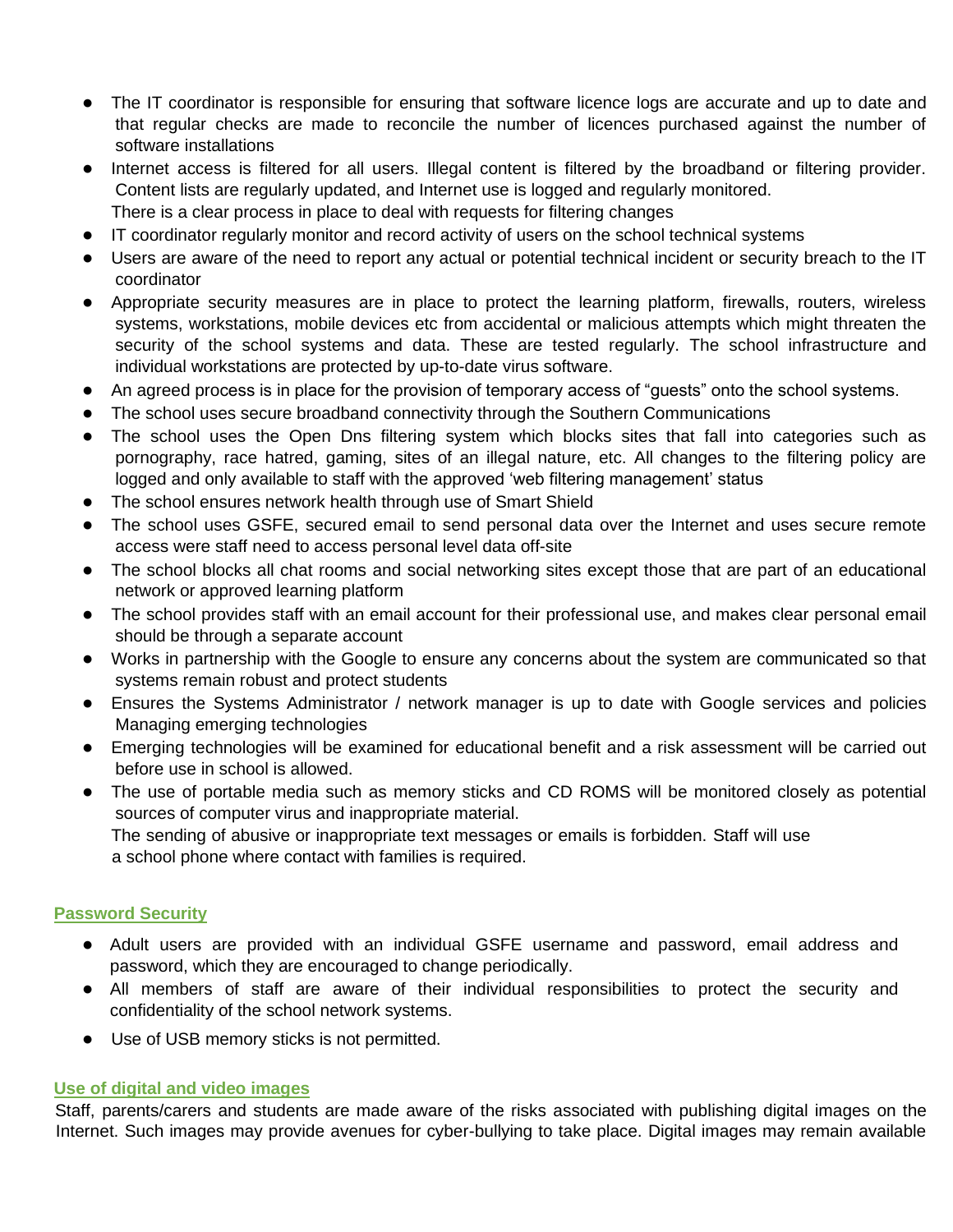- The IT coordinator is responsible for ensuring that software licence logs are accurate and up to date and that regular checks are made to reconcile the number of licences purchased against the number of software installations
- Internet access is filtered for all users. Illegal content is filtered by the broadband or filtering provider. Content lists are regularly updated, and Internet use is logged and regularly monitored.
  There is a clear process in place to deal with requests for filtering changes
- IT coordinator regularly monitor and record activity of users on the school technical systems
- Users are aware of the need to report any actual or potential technical incident or security breach to the IT coordinator
- Appropriate security measures are in place to protect the learning platform, firewalls, routers, wireless systems, workstations, mobile devices etc from accidental or malicious attempts which might threaten the security of the school systems and data. These are tested regularly. The school infrastructure and individual workstations are protected by up-to-date virus software.
- An agreed process is in place for the provision of temporary access of "guests" onto the school systems.
- The school uses secure broadband connectivity through the Southern Communications
- The school uses the Open Dns filtering system which blocks sites that fall into categories such as pornography, race hatred, gaming, sites of an illegal nature, etc. All changes to the filtering policy are logged and only available to staff with the approved 'web filtering management' status
- The school ensures network health through use of Smart Shield
- The school uses GSFE, secured email to send personal data over the Internet and uses secure remote access were staff need to access personal level data off-site
- The school blocks all chat rooms and social networking sites except those that are part of an educational network or approved learning platform
- The school provides staff with an email account for their professional use, and makes clear personal email should be through a separate account
- Works in partnership with the Google to ensure any concerns about the system are communicated so that systems remain robust and protect students
- Ensures the Systems Administrator / network manager is up to date with Google services and policies Managing emerging technologies
- Emerging technologies will be examined for educational benefit and a risk assessment will be carried out before use in school is allowed.
- The use of portable media such as memory sticks and CD ROMS will be monitored closely as potential sources of computer virus and inappropriate material.
  The sending of abusive or inappropriate text messages or emails is forbidden. Staff will use a school phone where contact with families is required.

## Password Security

- Adult users are provided with an individual GSFE username and password, email address and password, which they are encouraged to change periodically.
- All members of staff are aware of their individual responsibilities to protect the security and confidentiality of the school network systems.
- Use of USB memory sticks is not permitted.

## Use of digital and video images

Staff, parents/carers and students are made aware of the risks associated with publishing digital images on the Internet. Such images may provide avenues for cyber-bullying to take place. Digital images may remain available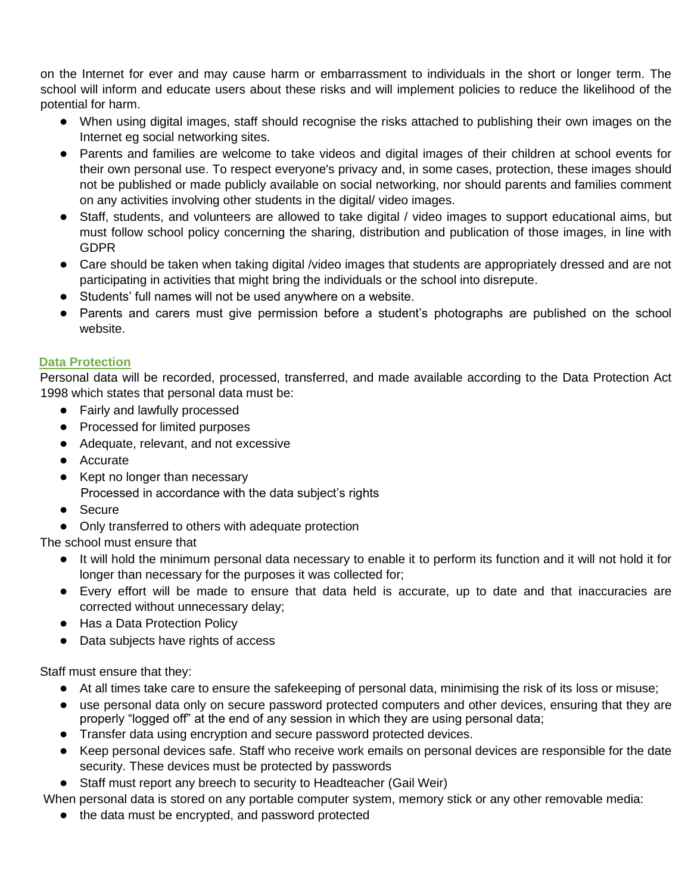on the Internet for ever and may cause harm or embarrassment to individuals in the short or longer term. The school will inform and educate users about these risks and will implement policies to reduce the likelihood of the potential for harm.

- When using digital images, staff should recognise the risks attached to publishing their own images on the Internet eg social networking sites.
- Parents and families are welcome to take videos and digital images of their children at school events for their own personal use. To respect everyone's privacy and, in some cases, protection, these images should not be published or made publicly available on social networking, nor should parents and families comment on any activities involving other students in the digital/ video images.
- Staff, students, and volunteers are allowed to take digital / video images to support educational aims, but must follow school policy concerning the sharing, distribution and publication of those images, in line with GDPR
- Care should be taken when taking digital /video images that students are appropriately dressed and are not participating in activities that might bring the individuals or the school into disrepute.
- Students' full names will not be used anywhere on a website.
- Parents and carers must give permission before a student's photographs are published on the school website.

## Data Protection

Personal data will be recorded, processed, transferred, and made available according to the Data Protection Act 1998 which states that personal data must be:

- Fairly and lawfully processed
- Processed for limited purposes
- Adequate, relevant, and not excessive
- Accurate
- Kept no longer than necessary
  Processed in accordance with the data subject's rights
- Secure
- Only transferred to others with adequate protection

The school must ensure that

- It will hold the minimum personal data necessary to enable it to perform its function and it will not hold it for longer than necessary for the purposes it was collected for;
- Every effort will be made to ensure that data held is accurate, up to date and that inaccuracies are corrected without unnecessary delay;
- Has a Data Protection Policy
- Data subjects have rights of access

Staff must ensure that they:

- At all times take care to ensure the safekeeping of personal data, minimising the risk of its loss or misuse;
- use personal data only on secure password protected computers and other devices, ensuring that they are properly "logged off" at the end of any session in which they are using personal data;
- Transfer data using encryption and secure password protected devices.
- Keep personal devices safe. Staff who receive work emails on personal devices are responsible for the date security. These devices must be protected by passwords
- Staff must report any breech to security to Headteacher (Gail Weir)

When personal data is stored on any portable computer system, memory stick or any other removable media:

- the data must be encrypted, and password protected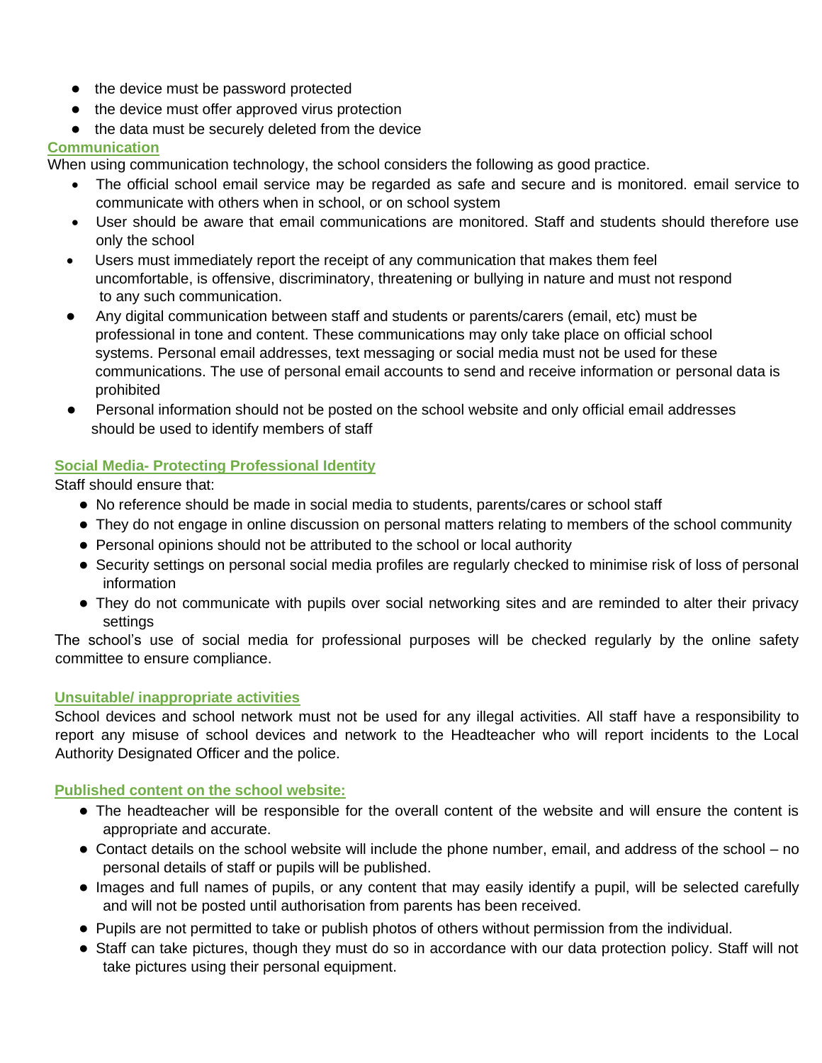- the device must be password protected
- the device must offer approved virus protection
- the data must be securely deleted from the device

## Communication

When using communication technology, the school considers the following as good practice.

- The official school email service may be regarded as safe and secure and is monitored. email service to communicate with others when in school, or on school system
- User should be aware that email communications are monitored. Staff and students should therefore use only the school
- Users must immediately report the receipt of any communication that makes them feel uncomfortable, is offensive, discriminatory, threatening or bullying in nature and must not respond to any such communication.
- Any digital communication between staff and students or parents/carers (email, etc) must be professional in tone and content. These communications may only take place on official school systems. Personal email addresses, text messaging or social media must not be used for these communications. The use of personal email accounts to send and receive information or personal data is prohibited
- Personal information should not be posted on the school website and only official email addresses should be used to identify members of staff

## Social Media- Protecting Professional Identity

Staff should ensure that:

- No reference should be made in social media to students, parents/cares or school staff
- They do not engage in online discussion on personal matters relating to members of the school community
- Personal opinions should not be attributed to the school or local authority
- Security settings on personal social media profiles are regularly checked to minimise risk of loss of personal information
- They do not communicate with pupils over social networking sites and are reminded to alter their privacy settings

The school's use of social media for professional purposes will be checked regularly by the online safety committee to ensure compliance.

## Unsuitable/ inappropriate activities

School devices and school network must not be used for any illegal activities. All staff have a responsibility to report any misuse of school devices and network to the Headteacher who will report incidents to the Local Authority Designated Officer and the police.

## Published content on the school website:

- The headteacher will be responsible for the overall content of the website and will ensure the content is appropriate and accurate.
- Contact details on the school website will include the phone number, email, and address of the school – no personal details of staff or pupils will be published.
- Images and full names of pupils, or any content that may easily identify a pupil, will be selected carefully and will not be posted until authorisation from parents has been received.
- Pupils are not permitted to take or publish photos of others without permission from the individual.
- Staff can take pictures, though they must do so in accordance with our data protection policy. Staff will not take pictures using their personal equipment.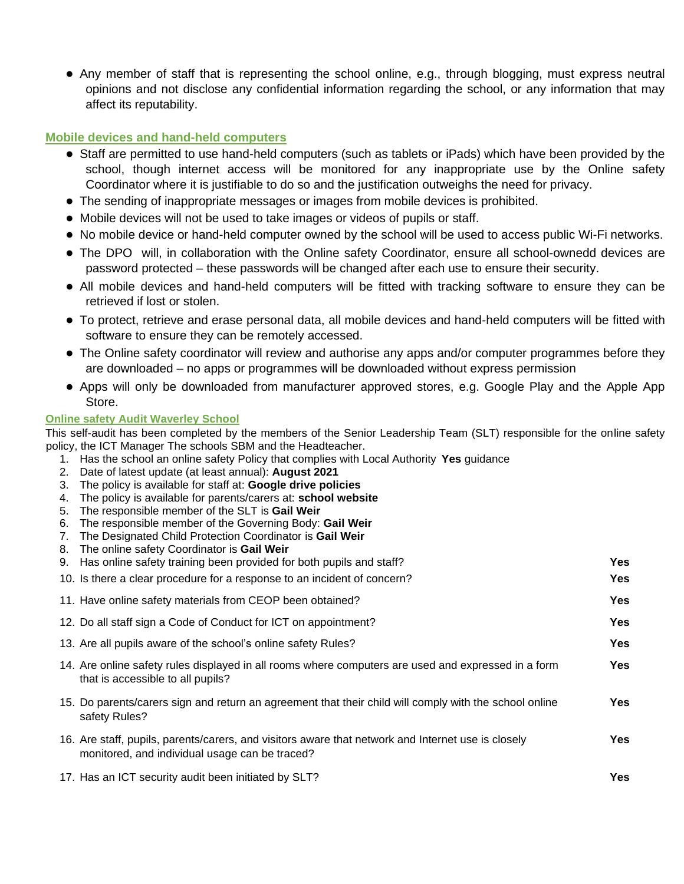- Any member of staff that is representing the school online, e.g., through blogging, must express neutral opinions and not disclose any confidential information regarding the school, or any information that may affect its reputability.

### Mobile devices and hand-held computers

- Staff are permitted to use hand-held computers (such as tablets or iPads) which have been provided by the school, though internet access will be monitored for any inappropriate use by the Online safety Coordinator where it is justifiable to do so and the justification outweighs the need for privacy.
- The sending of inappropriate messages or images from mobile devices is prohibited.
- Mobile devices will not be used to take images or videos of pupils or staff.
- No mobile device or hand-held computer owned by the school will be used to access public Wi-Fi networks.
- The DPO will, in collaboration with the Online safety Coordinator, ensure all school-ownedd devices are password protected – these passwords will be changed after each use to ensure their security.
- All mobile devices and hand-held computers will be fitted with tracking software to ensure they can be retrieved if lost or stolen.
- To protect, retrieve and erase personal data, all mobile devices and hand-held computers will be fitted with software to ensure they can be remotely accessed.
- The Online safety coordinator will review and authorise any apps and/or computer programmes before they are downloaded – no apps or programmes will be downloaded without express permission
- Apps will only be downloaded from manufacturer approved stores, e.g. Google Play and the Apple App Store.

### Online safety Audit Waverley School

This self-audit has been completed by the members of the Senior Leadership Team (SLT) responsible for the online safety policy, the ICT Manager The schools SBM and the Headteacher.

1. Has the school an online safety Policy that complies with Local Authority **Yes** guidance
2. Date of latest update (at least annual): **August 2021**
3. The policy is available for staff at: **Google drive policies**
4. The policy is available for parents/carers at: **school website**
5. The responsible member of the SLT is **Gail Weir**
6. The responsible member of the Governing Body: **Gail Weir**
7. The Designated Child Protection Coordinator is **Gail Weir**
8. The online safety Coordinator is **Gail Weir**
9. Has online safety training been provided for both pupils and staff? **Yes**
10. Is there a clear procedure for a response to an incident of concern? **Yes**
11. Have online safety materials from CEOP been obtained? **Yes**
12. Do all staff sign a Code of Conduct for ICT on appointment? **Yes**
13. Are all pupils aware of the school's online safety Rules? **Yes**
14. Are online safety rules displayed in all rooms where computers are used and expressed in a form that is accessible to all pupils? **Yes**
15. Do parents/carers sign and return an agreement that their child will comply with the school online safety Rules? **Yes**
16. Are staff, pupils, parents/carers, and visitors aware that network and Internet use is closely monitored, and individual usage can be traced? **Yes**
17. Has an ICT security audit been initiated by SLT? **Yes**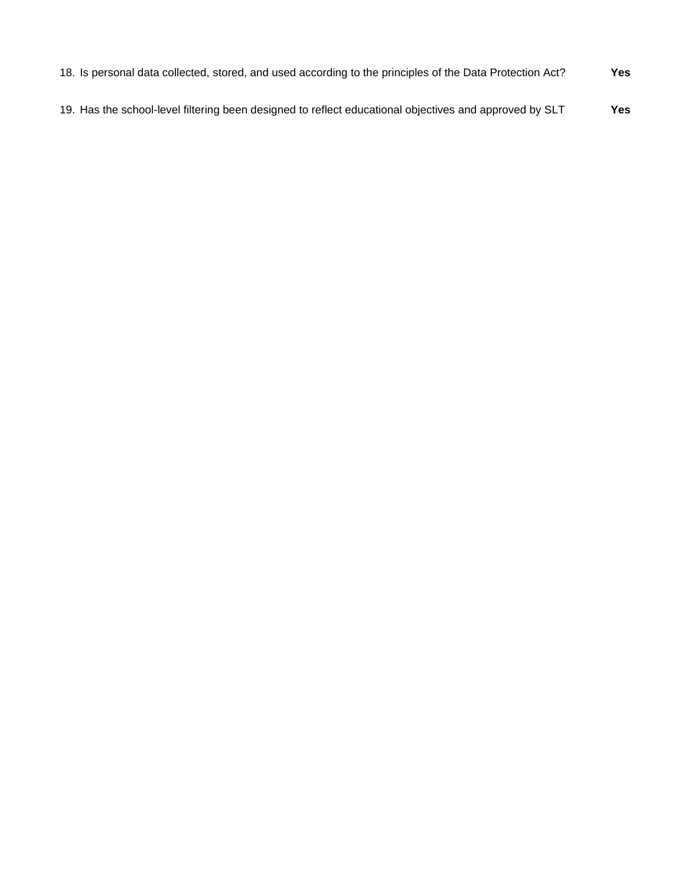18. Is personal data collected, stored, and used according to the principles of the Data Protection Act? **Yes**

19. Has the school-level filtering been designed to reflect educational objectives and approved by SLT **Yes**